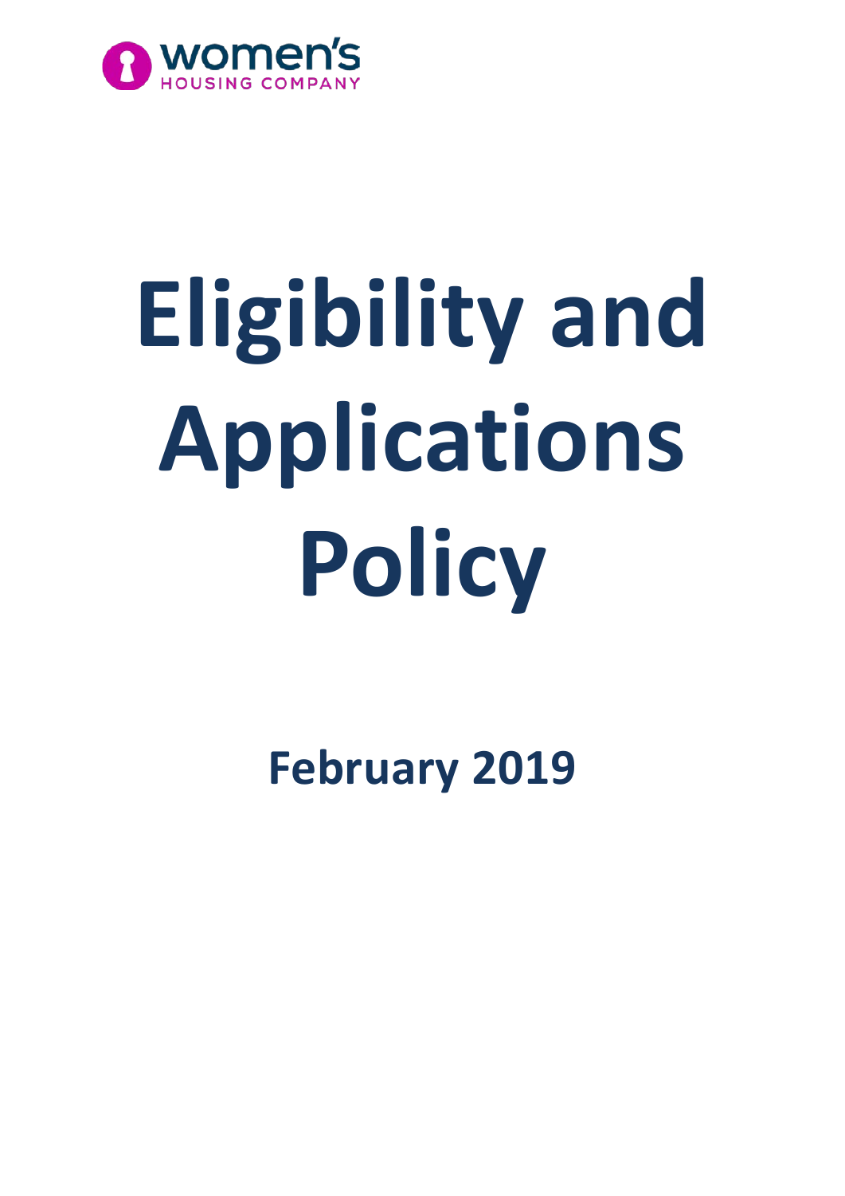women's
HOUSING COMPANY

# Eligibility and Applications Policy

## February 2019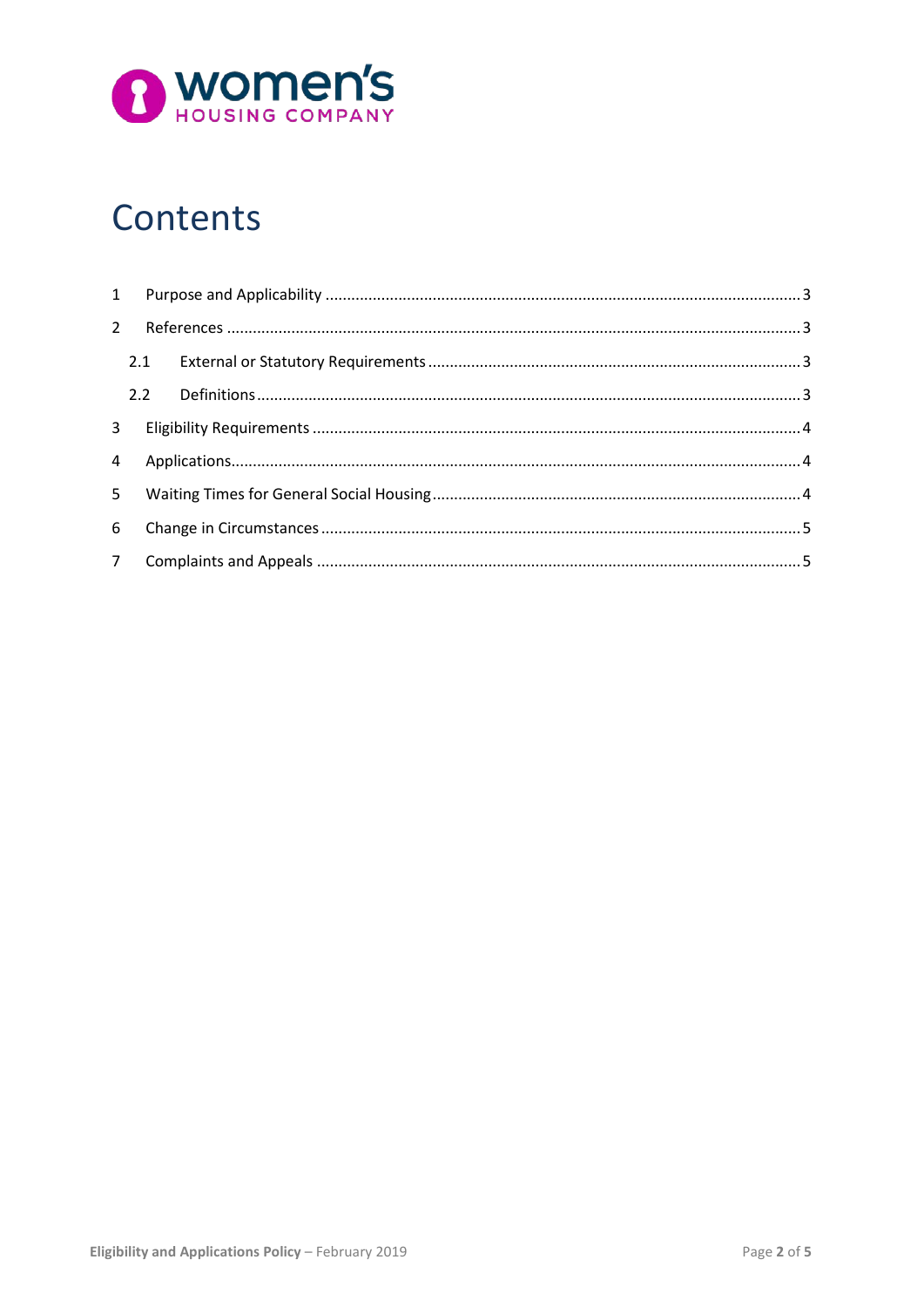# Contents

1 Purpose and Applicability ........ 3

2 References ........ 3

 2.1 External or Statutory Requirements ........ 3

 2.2 Definitions ........ 3

3 Eligibility Requirements ........ 4

4 Applications ........ 4

5 Waiting Times for General Social Housing ........ 4

6 Change in Circumstances ........ 5

7 Complaints and Appeals ........ 5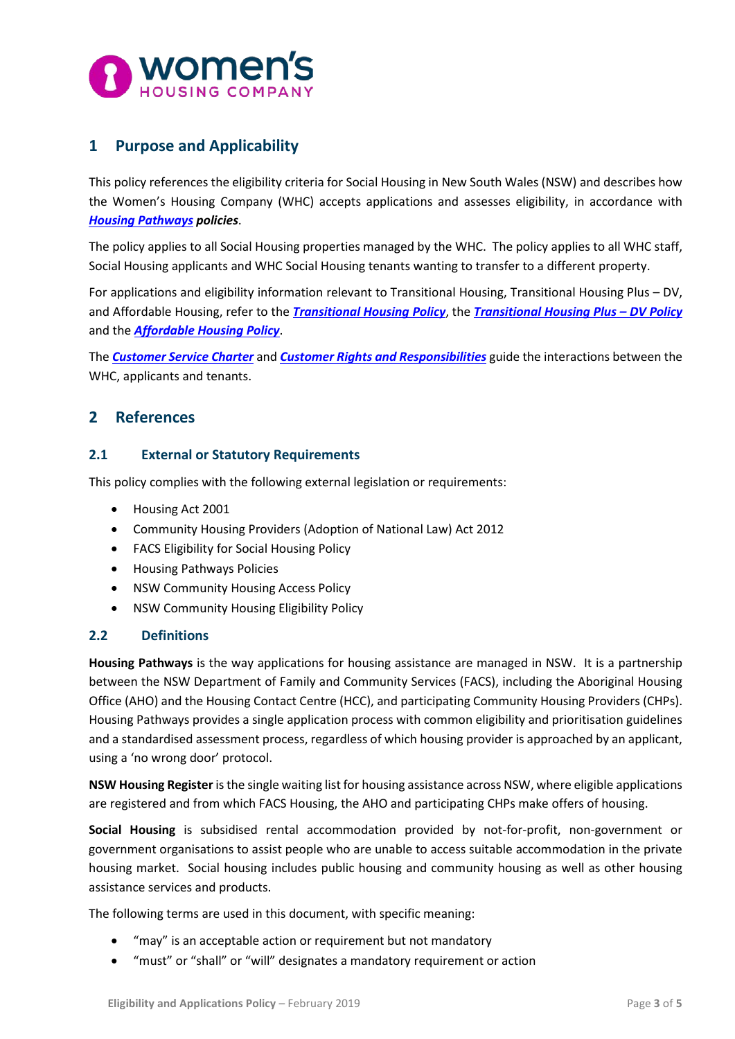## 1 Purpose and Applicability

This policy references the eligibility criteria for Social Housing in New South Wales (NSW) and describes how the Women's Housing Company (WHC) accepts applications and assesses eligibility, in accordance with ***Housing Pathways*** ***policies***.

The policy applies to all Social Housing properties managed by the WHC. The policy applies to all WHC staff, Social Housing applicants and WHC Social Housing tenants wanting to transfer to a different property.

For applications and eligibility information relevant to Transitional Housing, Transitional Housing Plus – DV, and Affordable Housing, refer to the ***Transitional Housing Policy***, the ***Transitional Housing Plus – DV Policy*** and the ***Affordable Housing Policy***.

The ***Customer Service Charter*** and ***Customer Rights and Responsibilities*** guide the interactions between the WHC, applicants and tenants.

## 2 References

### 2.1 External or Statutory Requirements

This policy complies with the following external legislation or requirements:

- Housing Act 2001
- Community Housing Providers (Adoption of National Law) Act 2012
- FACS Eligibility for Social Housing Policy
- Housing Pathways Policies
- NSW Community Housing Access Policy
- NSW Community Housing Eligibility Policy

### 2.2 Definitions

**Housing Pathways** is the way applications for housing assistance are managed in NSW. It is a partnership between the NSW Department of Family and Community Services (FACS), including the Aboriginal Housing Office (AHO) and the Housing Contact Centre (HCC), and participating Community Housing Providers (CHPs). Housing Pathways provides a single application process with common eligibility and prioritisation guidelines and a standardised assessment process, regardless of which housing provider is approached by an applicant, using a 'no wrong door' protocol.

**NSW Housing Register** is the single waiting list for housing assistance across NSW, where eligible applications are registered and from which FACS Housing, the AHO and participating CHPs make offers of housing.

**Social Housing** is subsidised rental accommodation provided by not-for-profit, non-government or government organisations to assist people who are unable to access suitable accommodation in the private housing market. Social housing includes public housing and community housing as well as other housing assistance services and products.

The following terms are used in this document, with specific meaning:

- "may" is an acceptable action or requirement but not mandatory
- "must" or "shall" or "will" designates a mandatory requirement or action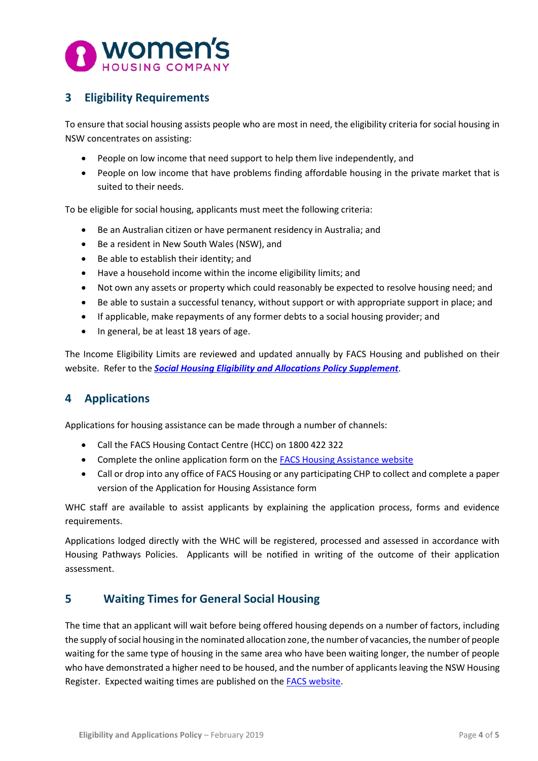## 3 Eligibility Requirements

To ensure that social housing assists people who are most in need, the eligibility criteria for social housing in NSW concentrates on assisting:

- People on low income that need support to help them live independently, and
- People on low income that have problems finding affordable housing in the private market that is suited to their needs.

To be eligible for social housing, applicants must meet the following criteria:

- Be an Australian citizen or have permanent residency in Australia; and
- Be a resident in New South Wales (NSW), and
- Be able to establish their identity; and
- Have a household income within the income eligibility limits; and
- Not own any assets or property which could reasonably be expected to resolve housing need; and
- Be able to sustain a successful tenancy, without support or with appropriate support in place; and
- If applicable, make repayments of any former debts to a social housing provider; and
- In general, be at least 18 years of age.

The Income Eligibility Limits are reviewed and updated annually by FACS Housing and published on their website. Refer to the ***Social Housing Eligibility and Allocations Policy Supplement***.

## 4 Applications

Applications for housing assistance can be made through a number of channels:

- Call the FACS Housing Contact Centre (HCC) on 1800 422 322
- Complete the online application form on the FACS Housing Assistance website
- Call or drop into any office of FACS Housing or any participating CHP to collect and complete a paper version of the Application for Housing Assistance form

WHC staff are available to assist applicants by explaining the application process, forms and evidence requirements.

Applications lodged directly with the WHC will be registered, processed and assessed in accordance with Housing Pathways Policies. Applicants will be notified in writing of the outcome of their application assessment.

## 5 Waiting Times for General Social Housing

The time that an applicant will wait before being offered housing depends on a number of factors, including the supply of social housing in the nominated allocation zone, the number of vacancies, the number of people waiting for the same type of housing in the same area who have been waiting longer, the number of people who have demonstrated a higher need to be housed, and the number of applicants leaving the NSW Housing Register. Expected waiting times are published on the FACS website.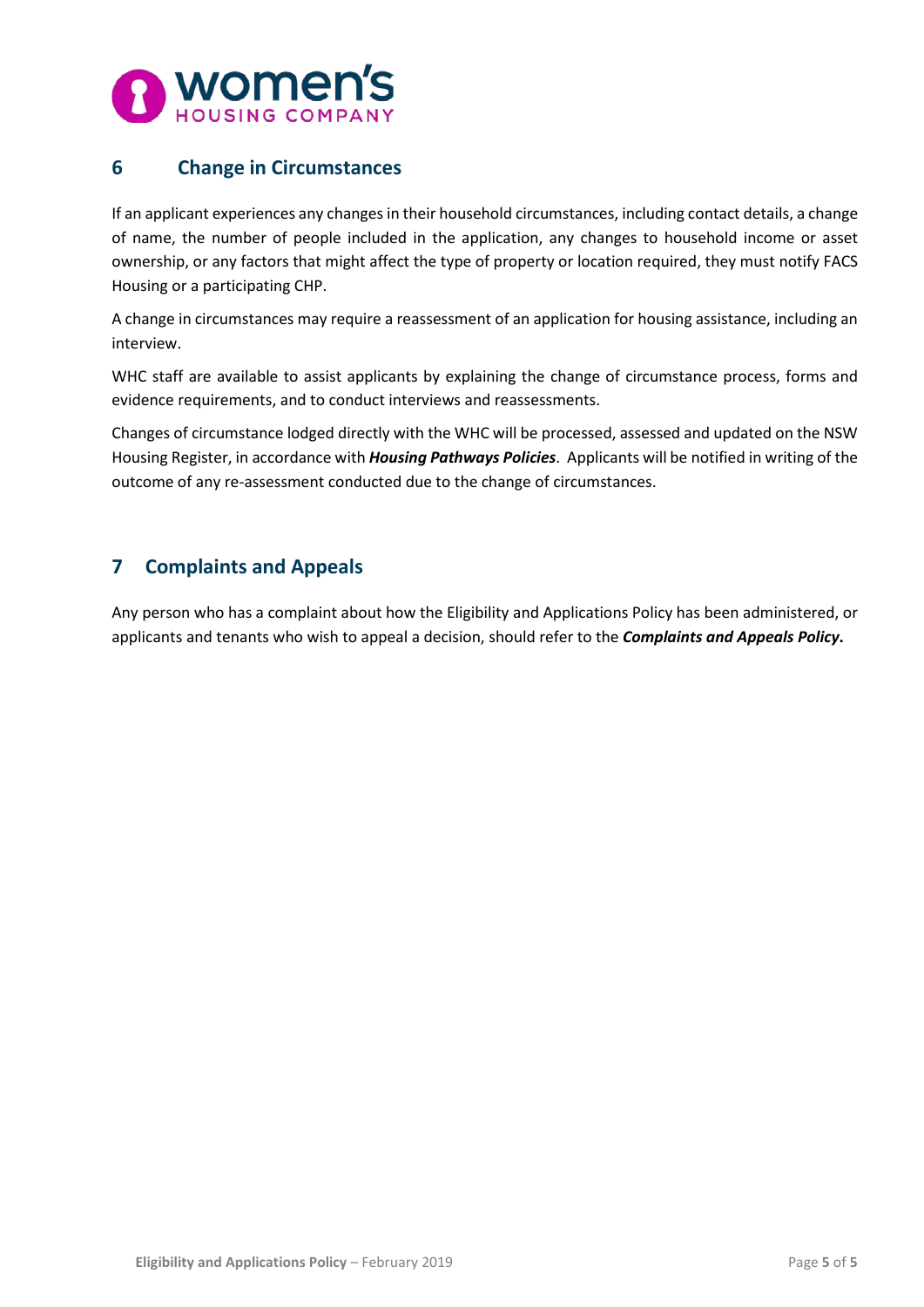## 6 Change in Circumstances

If an applicant experiences any changes in their household circumstances, including contact details, a change of name, the number of people included in the application, any changes to household income or asset ownership, or any factors that might affect the type of property or location required, they must notify FACS Housing or a participating CHP.

A change in circumstances may require a reassessment of an application for housing assistance, including an interview.

WHC staff are available to assist applicants by explaining the change of circumstance process, forms and evidence requirements, and to conduct interviews and reassessments.

Changes of circumstance lodged directly with the WHC will be processed, assessed and updated on the NSW Housing Register, in accordance with ***Housing Pathways Policies***. Applicants will be notified in writing of the outcome of any re-assessment conducted due to the change of circumstances.

## 7 Complaints and Appeals

Any person who has a complaint about how the Eligibility and Applications Policy has been administered, or applicants and tenants who wish to appeal a decision, should refer to the ***Complaints and Appeals Policy*.**